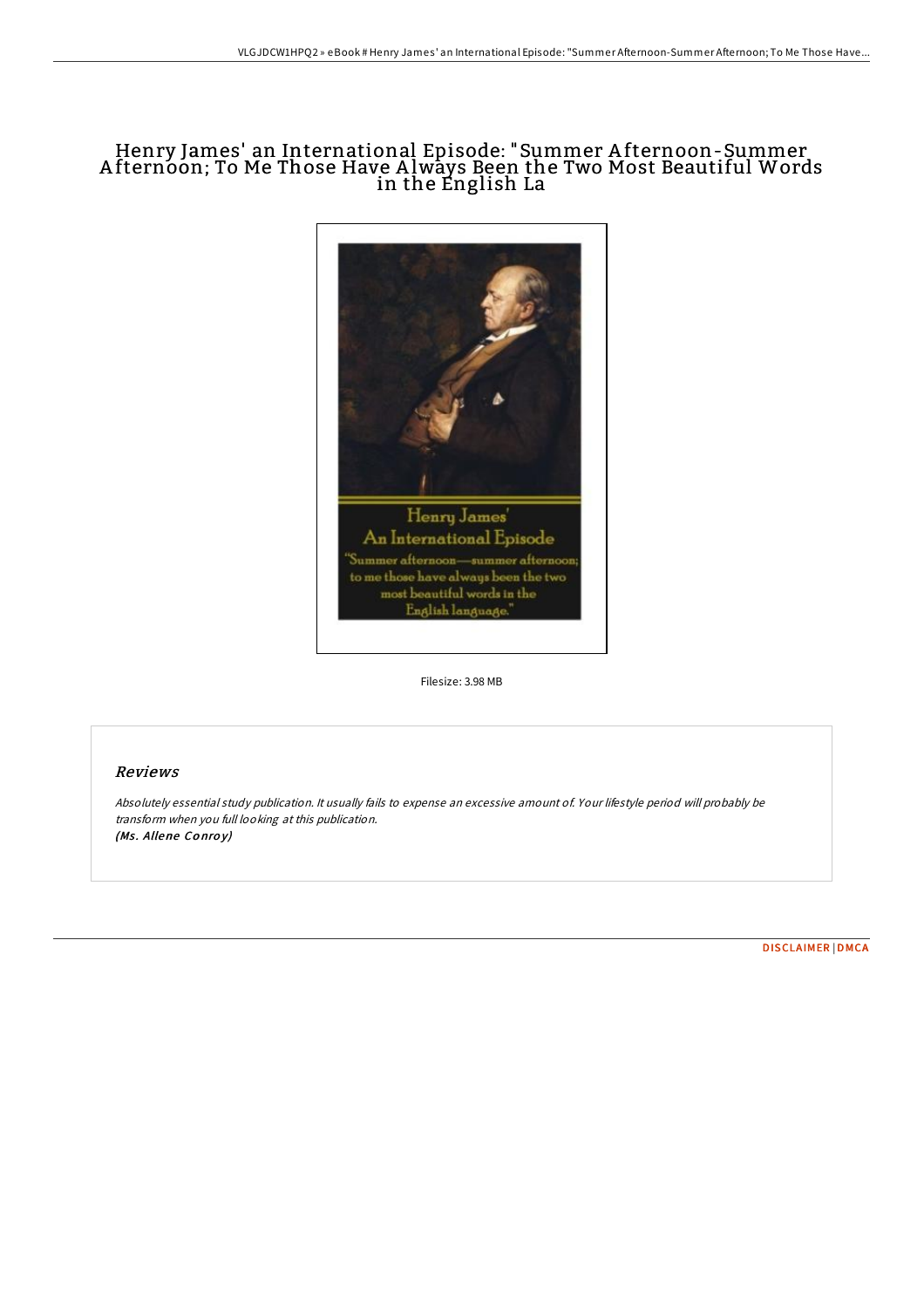# Henry James' an International Episode: "Summer Afternoon-Summer Afternoon; To Me Those Have Always Been the Two Most Beautiful Words in the English La

Filesize: 3.98 MB

## Reviews

*Absolutely essential study publication. It usually fails to expense an excessive amount of. Your lifestyle period will probably be transform when you full looking at this publication.*
***(Ms. Allene Conroy)***

DISCLAIMER | DMCA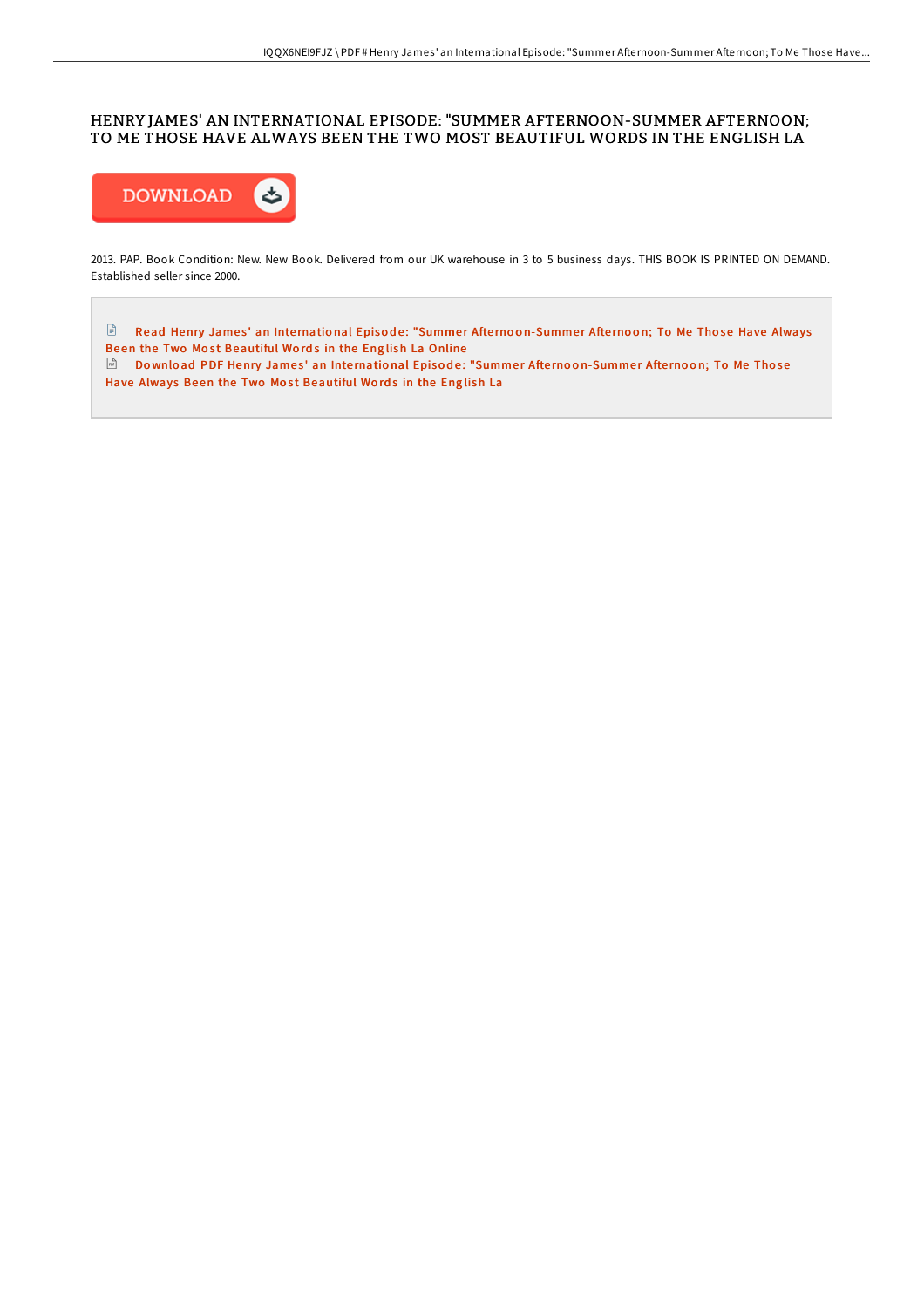# HENRY JAMES' AN INTERNATIONAL EPISODE: "SUMMER AFTERNOON-SUMMER AFTERNOON; TO ME THOSE HAVE ALWAYS BEEN THE TWO MOST BEAUTIFUL WORDS IN THE ENGLISH LA

DOWNLOAD

2013. PAP. Book Condition: New. New Book. Delivered from our UK warehouse in 3 to 5 business days. THIS BOOK IS PRINTED ON DEMAND. Established seller since 2000.

Read Henry James' an International Episode: "Summer Afternoon-Summer Afternoon; To Me Those Have Always Been the Two Most Beautiful Words in the English La Online

Download PDF Henry James' an International Episode: "Summer Afternoon-Summer Afternoon; To Me Those Have Always Been the Two Most Beautiful Words in the English La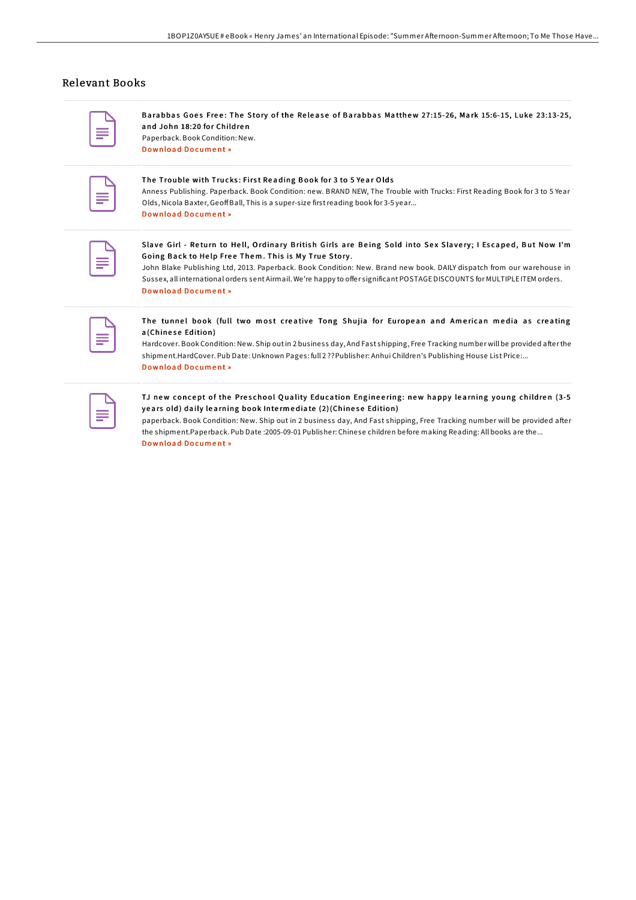## Relevant Books

**Barabbas Goes Free: The Story of the Release of Barabbas Matthew 27:15-26, Mark 15:6-15, Luke 23:13-25, and John 18:20 for Children**
Paperback. Book Condition: New.
Download Document »

**The Trouble with Trucks: First Reading Book for 3 to 5 Year Olds**
Anness Publishing. Paperback. Book Condition: new. BRAND NEW, The Trouble with Trucks: First Reading Book for 3 to 5 Year Olds, Nicola Baxter, Geoff Ball, This is a super-size first reading book for 3-5 year...
Download Document »

**Slave Girl - Return to Hell, Ordinary British Girls are Being Sold into Sex Slavery; I Escaped, But Now I'm Going Back to Help Free Them. This is My True Story.**
John Blake Publishing Ltd, 2013. Paperback. Book Condition: New. Brand new book. DAILY dispatch from our warehouse in Sussex, all international orders sent Airmail. We're happy to offer significant POSTAGE DISCOUNTS for MULTIPLE ITEM orders.
Download Document »

**The tunnel book (full two most creative Tong Shujia for European and American media as creating a(Chinese Edition)**
Hardcover. Book Condition: New. Ship out in 2 business day, And Fast shipping, Free Tracking number will be provided after the shipment.HardCover. Pub Date: Unknown Pages: full 2 ?? Publisher: Anhui Children's Publishing House List Price:...
Download Document »

**TJ new concept of the Preschool Quality Education Engineering: new happy learning young children (3-5 years old) daily learning book Intermediate (2)(Chinese Edition)**
paperback. Book Condition: New. Ship out in 2 business day, And Fast shipping, Free Tracking number will be provided after the shipment.Paperback. Pub Date :2005-09-01 Publisher: Chinese children before making Reading: All books are the...
Download Document »